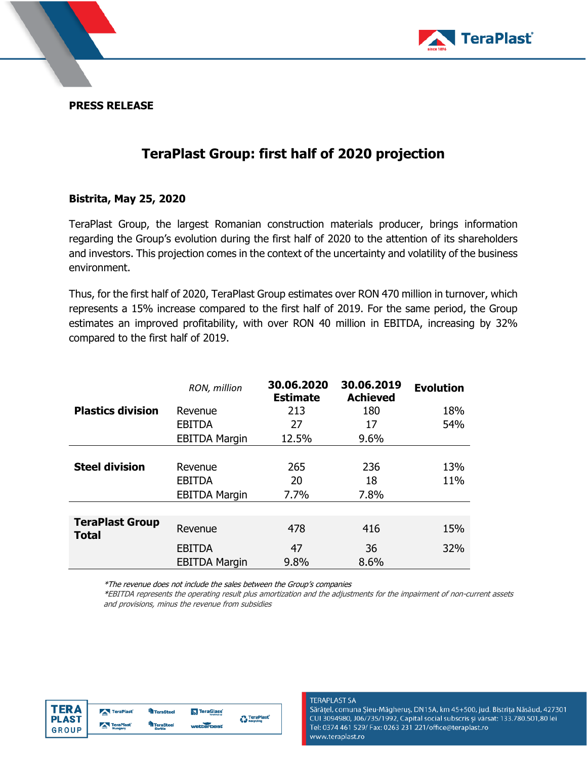**PRESS RELEASE**

# TeraPlast Group: first half of 2020 projection

**Bistrita, May 25, 2020**

TeraPlast Group, the largest Romanian construction materials producer, brings information regarding the Group's evolution during the first half of 2020 to the attention of its shareholders and investors. This projection comes in the context of the uncertainty and volatility of the business environment.

Thus, for the first half of 2020, TeraPlast Group estimates over RON 470 million in turnover, which represents a 15% increase compared to the first half of 2019. For the same period, the Group estimates an improved profitability, with over RON 40 million in EBITDA, increasing by 32% compared to the first half of 2019.

| | *RON, million* | **30.06.2020 Estimate** | **30.06.2019 Achieved** | **Evolution** |
|---|---|---|---|---|
| **Plastics division** | Revenue | 213 | 180 | 18% |
| | EBITDA | 27 | 17 | 54% |
| | EBITDA Margin | 12.5% | 9.6% | |
| **Steel division** | Revenue | 265 | 236 | 13% |
| | EBITDA | 20 | 18 | 11% |
| | EBITDA Margin | 7.7% | 7.8% | |
| **TeraPlast Group Total** | Revenue | 478 | 416 | 15% |
| | EBITDA | 47 | 36 | 32% |
| | EBITDA Margin | 9.8% | 8.6% | |

*\*The revenue does not include the sales between the Group's companies*
*\*EBITDA represents the operating result plus amortization and the adjustments for the impairment of non-current assets and provisions, minus the revenue from subsidies*

TERAPLAST SA
Sărățel, comuna Șieu-Măgheruș, DN15A, km 45+500, jud. Bistrița Năsăud, 427301
CUI 3094980, J06/735/1992, Capital social subscris și vărsat: 133.780.501,80 lei
Tel: 0374 461 529/ Fax: 0263 231 221/office@teraplast.ro
www.teraplast.ro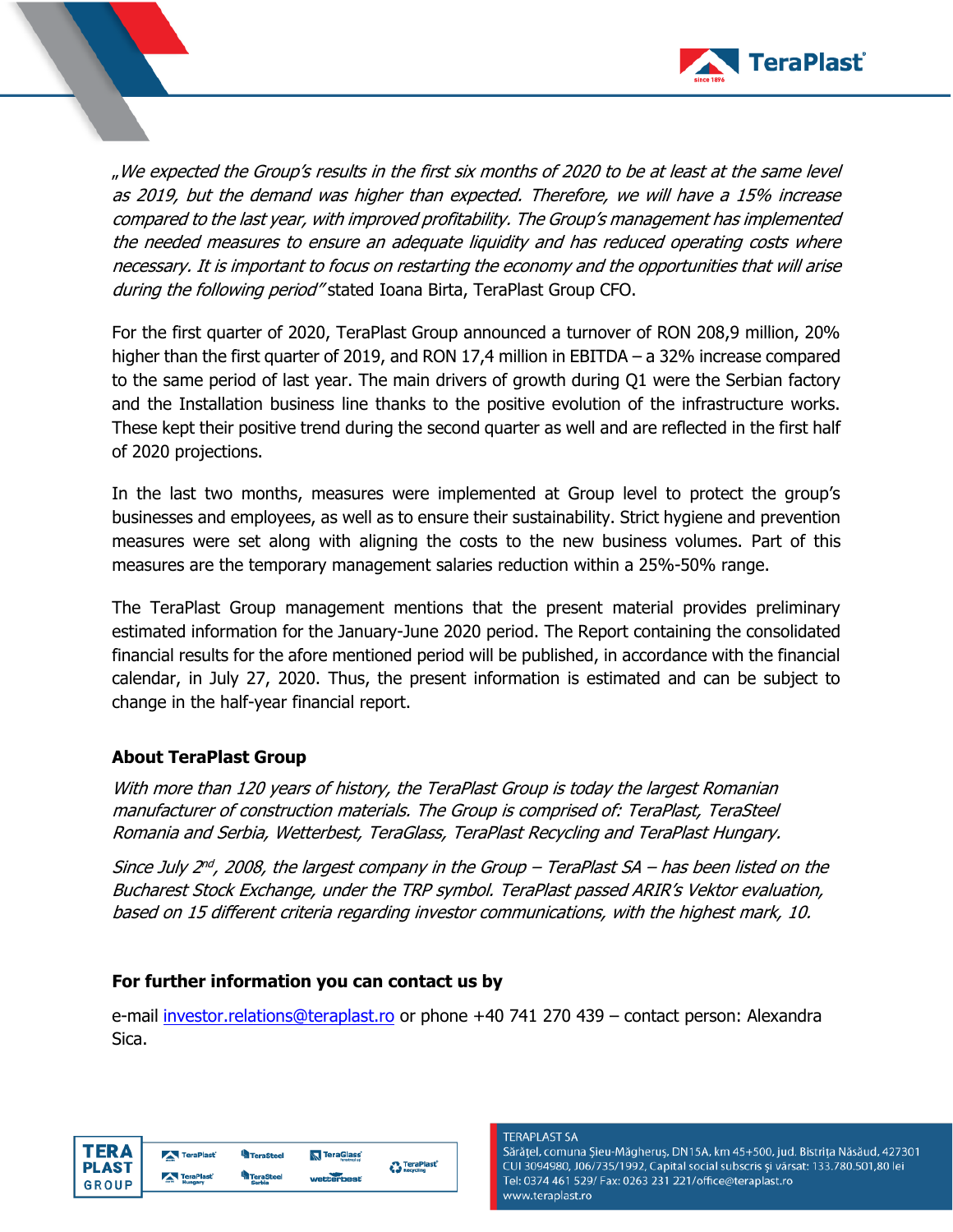*„We expected the Group's results in the first six months of 2020 to be at least at the same level as 2019, but the demand was higher than expected. Therefore, we will have a 15% increase compared to the last year, with improved profitability. The Group's management has implemented the needed measures to ensure an adequate liquidity and has reduced operating costs where necessary. It is important to focus on restarting the economy and the opportunities that will arise during the following period"* stated Ioana Birta, TeraPlast Group CFO.

For the first quarter of 2020, TeraPlast Group announced a turnover of RON 208,9 million, 20% higher than the first quarter of 2019, and RON 17,4 million in EBITDA – a 32% increase compared to the same period of last year. The main drivers of growth during Q1 were the Serbian factory and the Installation business line thanks to the positive evolution of the infrastructure works. These kept their positive trend during the second quarter as well and are reflected in the first half of 2020 projections.

In the last two months, measures were implemented at Group level to protect the group's businesses and employees, as well as to ensure their sustainability. Strict hygiene and prevention measures were set along with aligning the costs to the new business volumes. Part of this measures are the temporary management salaries reduction within a 25%-50% range.

The TeraPlast Group management mentions that the present material provides preliminary estimated information for the January-June 2020 period. The Report containing the consolidated financial results for the afore mentioned period will be published, in accordance with the financial calendar, in July 27, 2020. Thus, the present information is estimated and can be subject to change in the half-year financial report.

**About TeraPlast Group**

*With more than 120 years of history, the TeraPlast Group is today the largest Romanian manufacturer of construction materials. The Group is comprised of: TeraPlast, TeraSteel Romania and Serbia, Wetterbest, TeraGlass, TeraPlast Recycling and TeraPlast Hungary.*

*Since July 2nd, 2008, the largest company in the Group – TeraPlast SA – has been listed on the Bucharest Stock Exchange, under the TRP symbol. TeraPlast passed ARIR's Vektor evaluation, based on 15 different criteria regarding investor communications, with the highest mark, 10.*

**For further information you can contact us by**

e-mail investor.relations@teraplast.ro or phone +40 741 270 439 – contact person: Alexandra Sica.